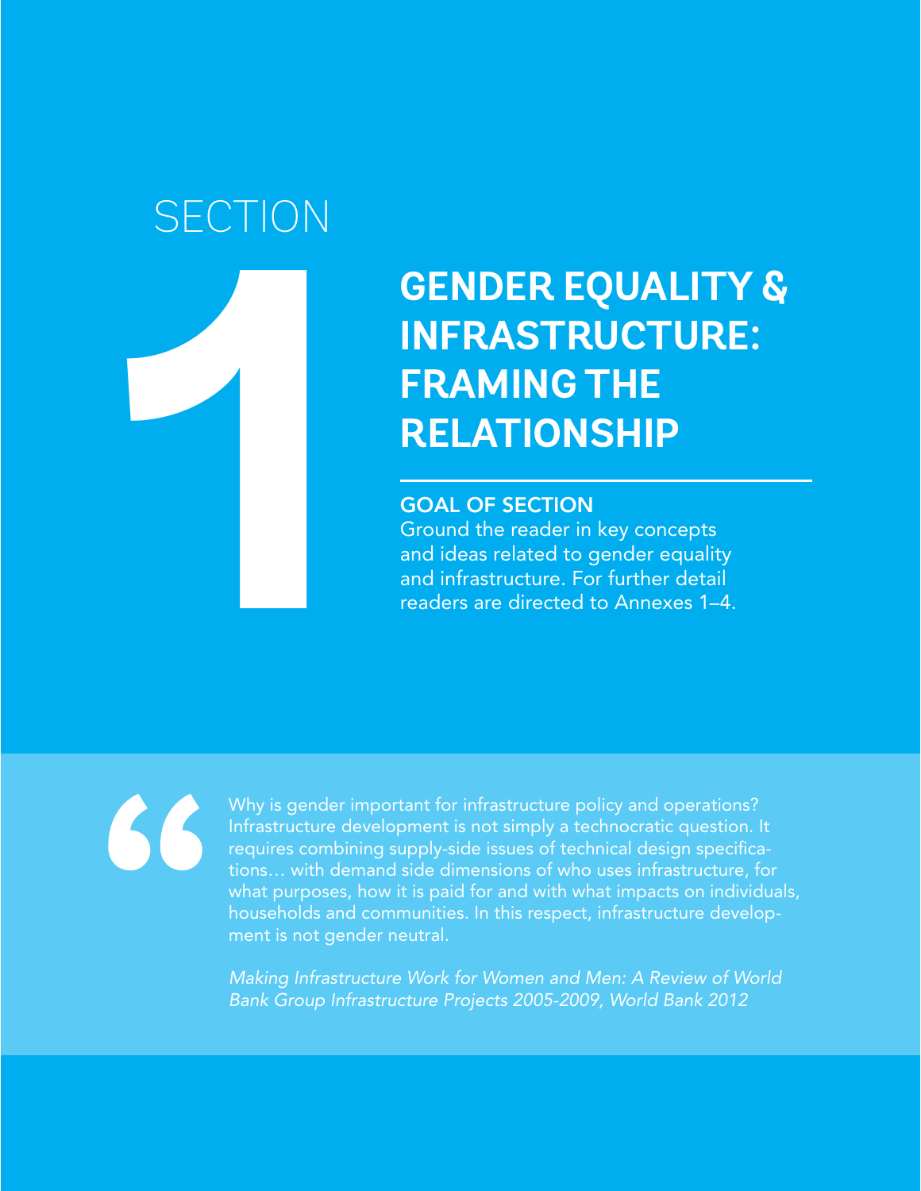# SECTION 1

# GENDER EQUALITY & INFRASTRUCTURE: FRAMING THE RELATIONSHIP

**GOAL OF SECTION**

Ground the reader in key concepts and ideas related to gender equality and infrastructure. For further detail readers are directed to Annexes 1–4.

> Why is gender important for infrastructure policy and operations? Infrastructure development is not simply a technocratic question. It requires combining supply-side issues of technical design specifications… with demand side dimensions of who uses infrastructure, for what purposes, how it is paid for and with what impacts on individuals, households and communities. In this respect, infrastructure development is not gender neutral.
>
> *Making Infrastructure Work for Women and Men: A Review of World Bank Group Infrastructure Projects 2005-2009, World Bank 2012*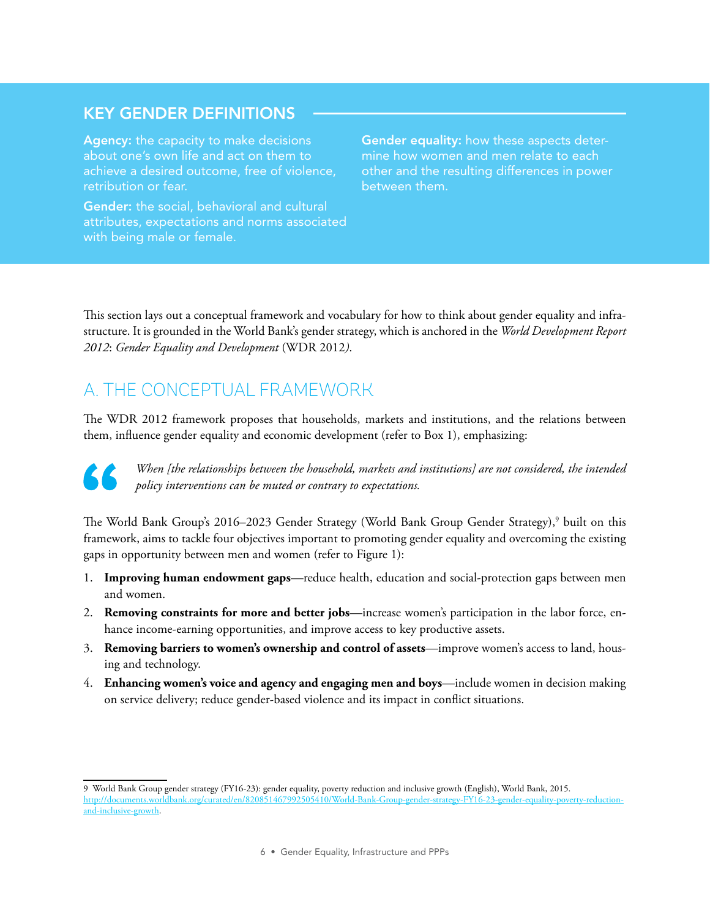## KEY GENDER DEFINITIONS

**Agency:** the capacity to make decisions about one's own life and act on them to achieve a desired outcome, free of violence, retribution or fear.

**Gender:** the social, behavioral and cultural attributes, expectations and norms associated with being male or female.

**Gender equality:** how these aspects determine how women and men relate to each other and the resulting differences in power between them.

This section lays out a conceptual framework and vocabulary for how to think about gender equality and infrastructure. It is grounded in the World Bank's gender strategy, which is anchored in the *World Development Report 2012*: *Gender Equality and Development* (WDR 2012*)*.

## A. THE CONCEPTUAL FRAMEWORK

The WDR 2012 framework proposes that households, markets and institutions, and the relations between them, influence gender equality and economic development (refer to Box 1), emphasizing:

> *When [the relationships between the household, markets and institutions] are not considered, the intended policy interventions can be muted or contrary to expectations.*

The World Bank Group's 2016–2023 Gender Strategy (World Bank Group Gender Strategy),[9] built on this framework, aims to tackle four objectives important to promoting gender equality and overcoming the existing gaps in opportunity between men and women (refer to Figure 1):

1. **Improving human endowment gaps**—reduce health, education and social-protection gaps between men and women.
2. **Removing constraints for more and better jobs**—increase women's participation in the labor force, enhance income-earning opportunities, and improve access to key productive assets.
3. **Removing barriers to women's ownership and control of assets**—improve women's access to land, housing and technology.
4. **Enhancing women's voice and agency and engaging men and boys**—include women in decision making on service delivery; reduce gender-based violence and its impact in conflict situations.

---

9 World Bank Group gender strategy (FY16-23): gender equality, poverty reduction and inclusive growth (English), World Bank, 2015. http://documents.worldbank.org/curated/en/820851467992505410/World-Bank-Group-gender-strategy-FY16-23-gender-equality-poverty-reduction-and-inclusive-growth.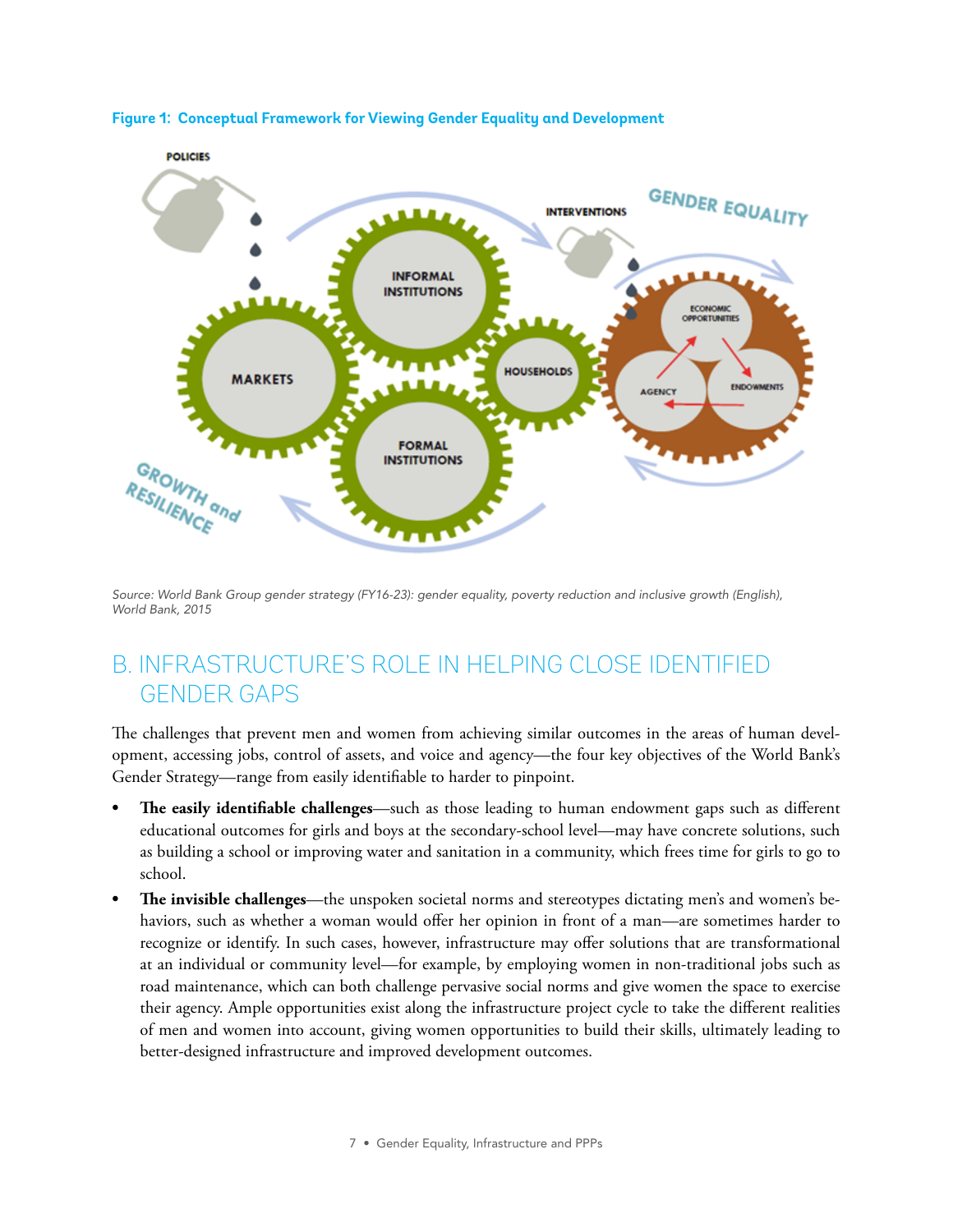**Figure 1: Conceptual Framework for Viewing Gender Equality and Development**

*Source: World Bank Group gender strategy (FY16-23): gender equality, poverty reduction and inclusive growth (English), World Bank, 2015*

## B. INFRASTRUCTURE'S ROLE IN HELPING CLOSE IDENTIFIED GENDER GAPS

The challenges that prevent men and women from achieving similar outcomes in the areas of human development, accessing jobs, control of assets, and voice and agency—the four key objectives of the World Bank's Gender Strategy—range from easily identifiable to harder to pinpoint.

- **The easily identifiable challenges**—such as those leading to human endowment gaps such as different educational outcomes for girls and boys at the secondary-school level—may have concrete solutions, such as building a school or improving water and sanitation in a community, which frees time for girls to go to school.
- **The invisible challenges**—the unspoken societal norms and stereotypes dictating men's and women's behaviors, such as whether a woman would offer her opinion in front of a man—are sometimes harder to recognize or identify. In such cases, however, infrastructure may offer solutions that are transformational at an individual or community level—for example, by employing women in non-traditional jobs such as road maintenance, which can both challenge pervasive social norms and give women the space to exercise their agency. Ample opportunities exist along the infrastructure project cycle to take the different realities of men and women into account, giving women opportunities to build their skills, ultimately leading to better-designed infrastructure and improved development outcomes.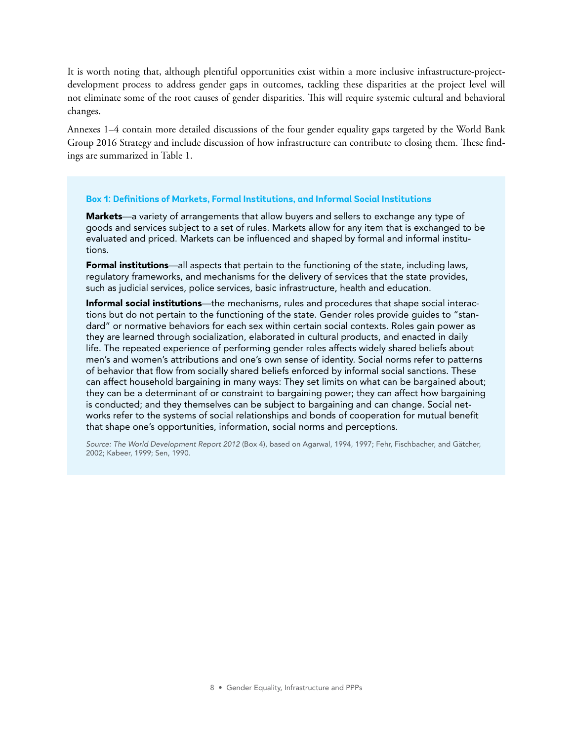It is worth noting that, although plentiful opportunities exist within a more inclusive infrastructure-project-development process to address gender gaps in outcomes, tackling these disparities at the project level will not eliminate some of the root causes of gender disparities. This will require systemic cultural and behavioral changes.

Annexes 1–4 contain more detailed discussions of the four gender equality gaps targeted by the World Bank Group 2016 Strategy and include discussion of how infrastructure can contribute to closing them. These findings are summarized in Table 1.

### Box 1: Definitions of Markets, Formal Institutions, and Informal Social Institutions

**Markets**—a variety of arrangements that allow buyers and sellers to exchange any type of goods and services subject to a set of rules. Markets allow for any item that is exchanged to be evaluated and priced. Markets can be influenced and shaped by formal and informal institutions.

**Formal institutions**—all aspects that pertain to the functioning of the state, including laws, regulatory frameworks, and mechanisms for the delivery of services that the state provides, such as judicial services, police services, basic infrastructure, health and education.

**Informal social institutions**—the mechanisms, rules and procedures that shape social interactions but do not pertain to the functioning of the state. Gender roles provide guides to "standard" or normative behaviors for each sex within certain social contexts. Roles gain power as they are learned through socialization, elaborated in cultural products, and enacted in daily life. The repeated experience of performing gender roles affects widely shared beliefs about men's and women's attributions and one's own sense of identity. Social norms refer to patterns of behavior that flow from socially shared beliefs enforced by informal social sanctions. These can affect household bargaining in many ways: They set limits on what can be bargained about; they can be a determinant of or constraint to bargaining power; they can affect how bargaining is conducted; and they themselves can be subject to bargaining and can change. Social networks refer to the systems of social relationships and bonds of cooperation for mutual benefit that shape one's opportunities, information, social norms and perceptions.

*Source: The World Development Report 2012* (Box 4), based on Agarwal, 1994, 1997; Fehr, Fischbacher, and Gätcher, 2002; Kabeer, 1999; Sen, 1990.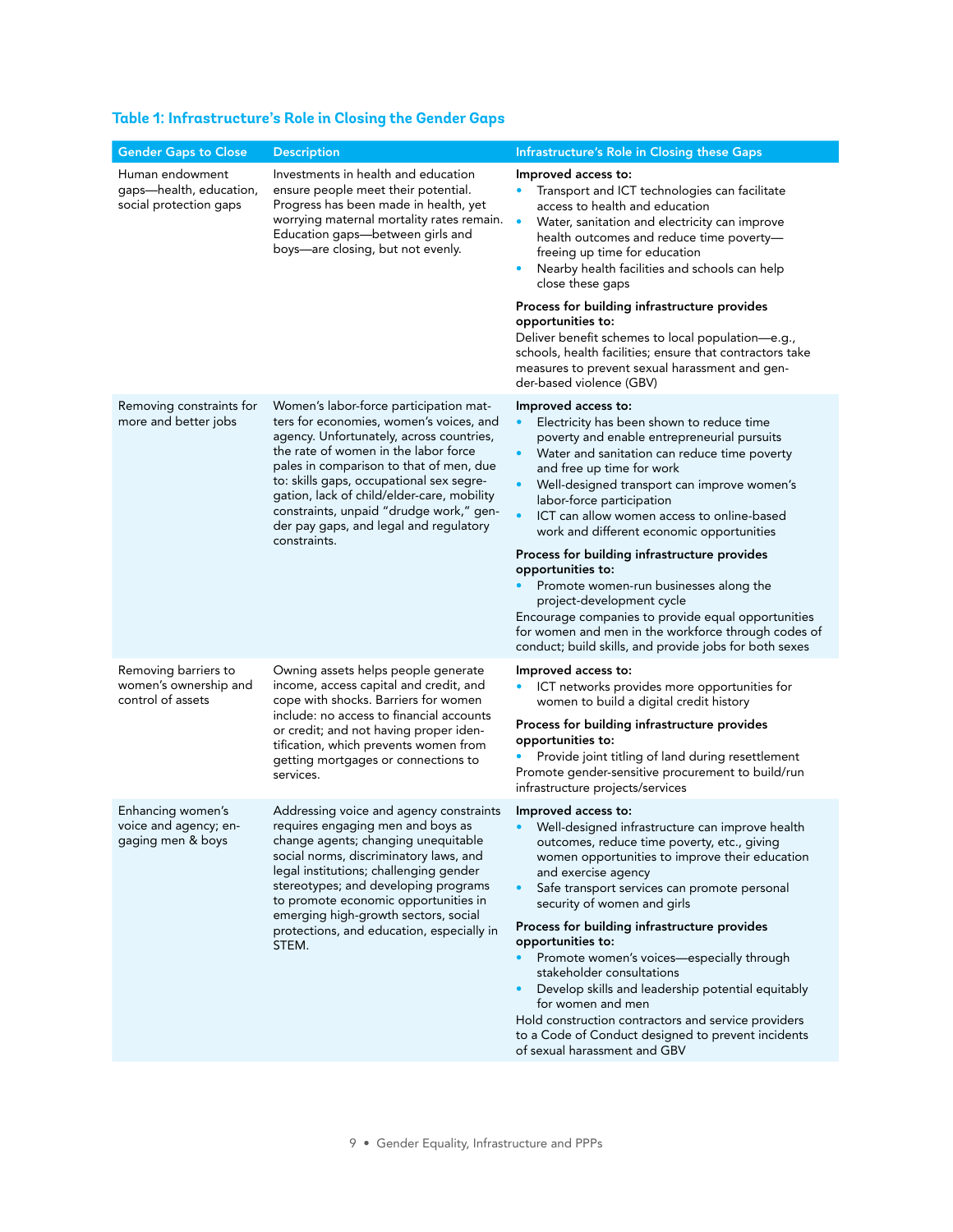### Table 1: Infrastructure's Role in Closing the Gender Gaps

| Gender Gaps to Close | Description | Infrastructure's Role in Closing these Gaps |
|---|---|---|
| Human endowment gaps—health, education, social protection gaps | Investments in health and education ensure people meet their potential. Progress has been made in health, yet worrying maternal mortality rates remain. Education gaps—between girls and boys—are closing, but not evenly. | **Improved access to:**<br>• Transport and ICT technologies can facilitate access to health and education<br>• Water, sanitation and electricity can improve health outcomes and reduce time poverty—freeing up time for education<br>• Nearby health facilities and schools can help close these gaps<br><br>**Process for building infrastructure provides opportunities to:**<br>Deliver benefit schemes to local population—e.g., schools, health facilities; ensure that contractors take measures to prevent sexual harassment and gender-based violence (GBV) |
| Removing constraints for more and better jobs | Women's labor-force participation matters for economies, women's voices, and agency. Unfortunately, across countries, the rate of women in the labor force pales in comparison to that of men, due to: skills gaps, occupational sex segregation, lack of child/elder-care, mobility constraints, unpaid "drudge work," gender pay gaps, and legal and regulatory constraints. | **Improved access to:**<br>• Electricity has been shown to reduce time poverty and enable entrepreneurial pursuits<br>• Water and sanitation can reduce time poverty and free up time for work<br>• Well-designed transport can improve women's labor-force participation<br>• ICT can allow women access to online-based work and different economic opportunities<br><br>**Process for building infrastructure provides opportunities to:**<br>• Promote women-run businesses along the project-development cycle<br>Encourage companies to provide equal opportunities for women and men in the workforce through codes of conduct; build skills, and provide jobs for both sexes |
| Removing barriers to women's ownership and control of assets | Owning assets helps people generate income, access capital and credit, and cope with shocks. Barriers for women include: no access to financial accounts or credit; and not having proper identification, which prevents women from getting mortgages or connections to services. | **Improved access to:**<br>• ICT networks provides more opportunities for women to build a digital credit history<br><br>**Process for building infrastructure provides opportunities to:**<br>• Provide joint titling of land during resettlement<br>Promote gender-sensitive procurement to build/run infrastructure projects/services |
| Enhancing women's voice and agency; engaging men & boys | Addressing voice and agency constraints requires engaging men and boys as change agents; changing unequitable social norms, discriminatory laws, and legal institutions; challenging gender stereotypes; and developing programs to promote economic opportunities in emerging high-growth sectors, social protections, and education, especially in STEM. | **Improved access to:**<br>• Well-designed infrastructure can improve health outcomes, reduce time poverty, etc., giving women opportunities to improve their education and exercise agency<br>• Safe transport services can promote personal security of women and girls<br><br>**Process for building infrastructure provides opportunities to:**<br>• Promote women's voices—especially through stakeholder consultations<br>• Develop skills and leadership potential equitably for women and men<br>Hold construction contractors and service providers to a Code of Conduct designed to prevent incidents of sexual harassment and GBV |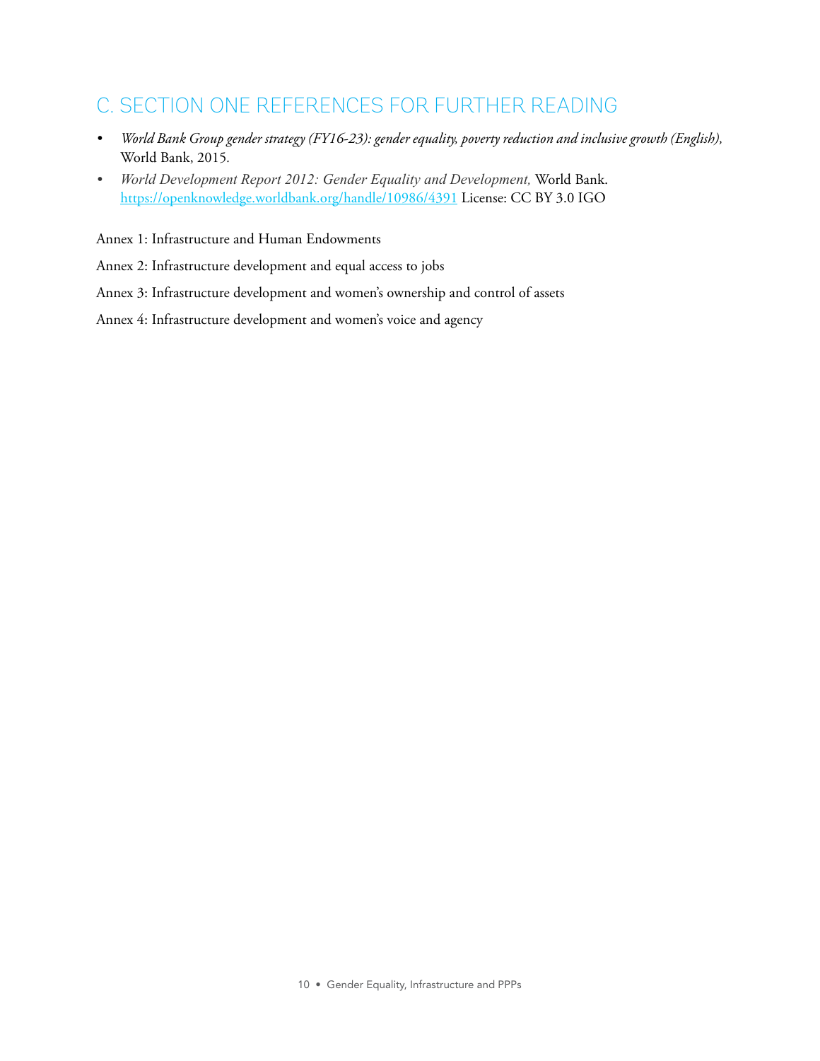## C. SECTION ONE REFERENCES FOR FURTHER READING

- *World Bank Group gender strategy (FY16-23): gender equality, poverty reduction and inclusive growth (English),* World Bank, 2015.
- *World Development Report 2012: Gender Equality and Development,* World Bank. https://openknowledge.worldbank.org/handle/10986/4391 License: CC BY 3.0 IGO

Annex 1: Infrastructure and Human Endowments

Annex 2: Infrastructure development and equal access to jobs

Annex 3: Infrastructure development and women's ownership and control of assets

Annex 4: Infrastructure development and women's voice and agency